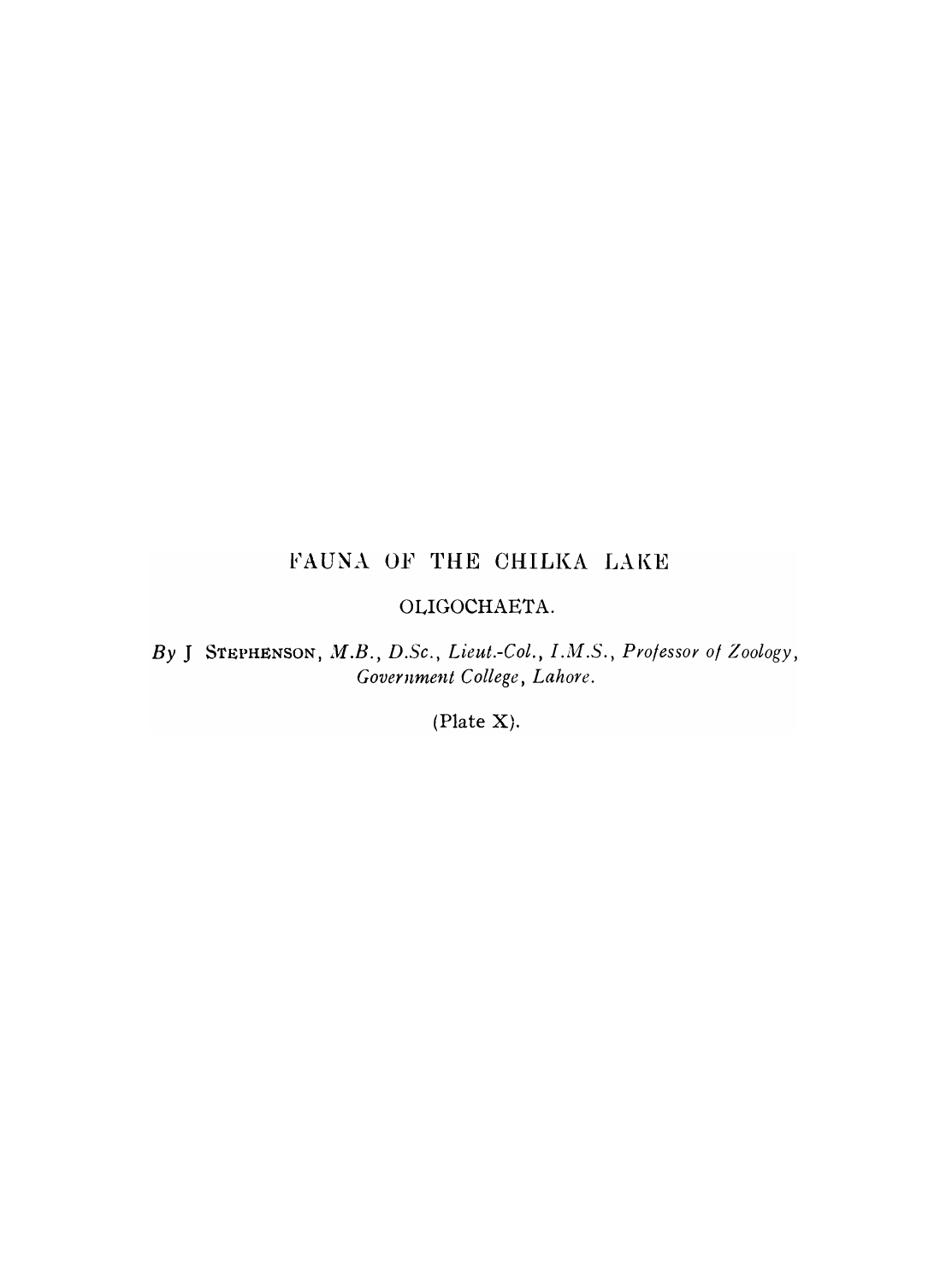# FAUNA OF THE CHILKA LAKE

## OLIGOCHAETA.

*By* J STEPHENSON, *M.B., D.Sc., Lieut.-Col., I.M.S., Professor of Zoology, Government College, Lahore.*

(Plate X).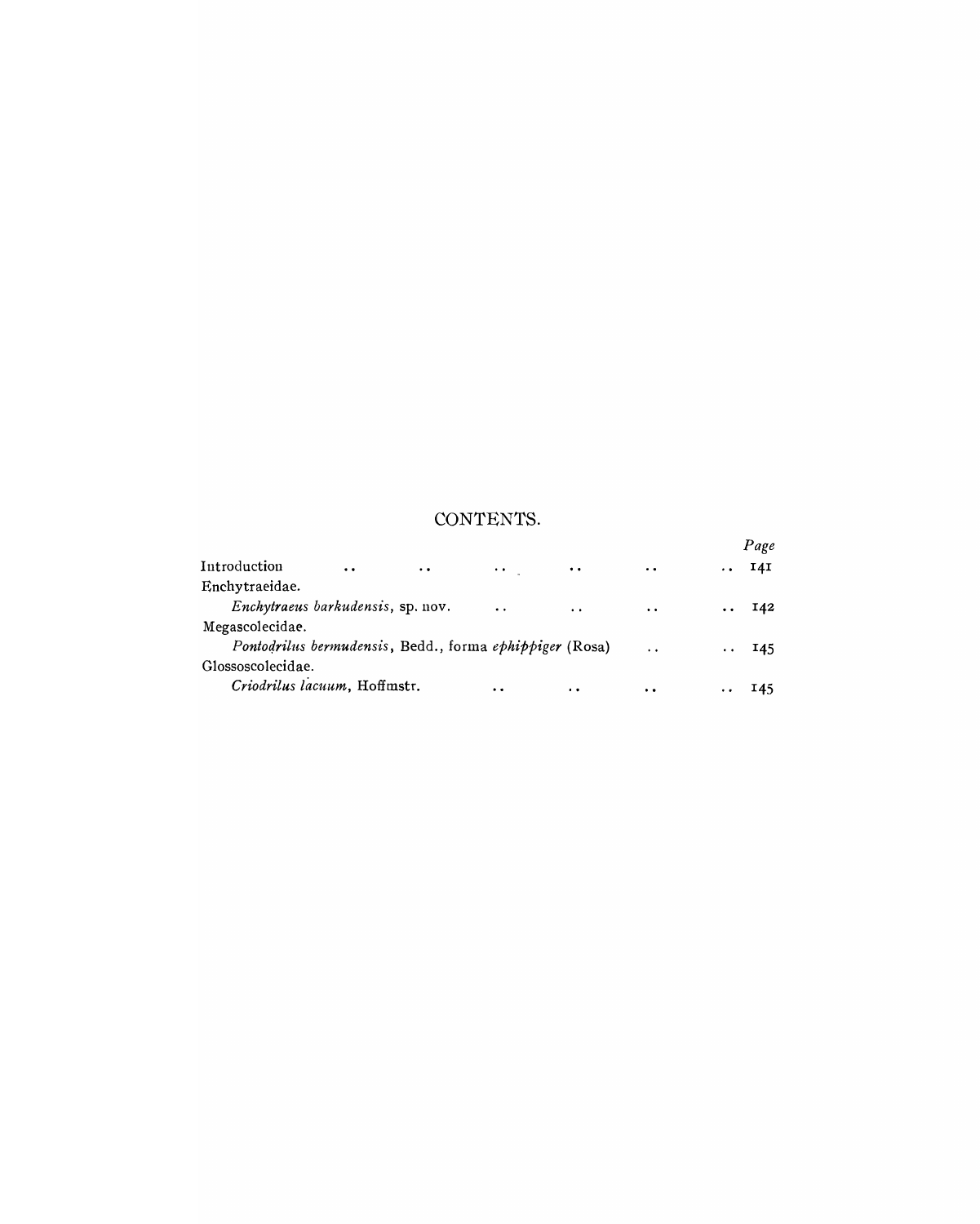## CONTENTS.

| | Page |
|---|---|
| Introduction | 141 |
| Enchytraeidae. | |
| *Enchytraeus barkudensis*, sp. nov. | 142 |
| Megascolecidae. | |
| *Pontodrilus bermudensis*, Bedd., forma *ephippiger* (Rosa) | 145 |
| Glossoscolecidae. | |
| *Criodrilus lacuum*, Hoffmstr. | 145 |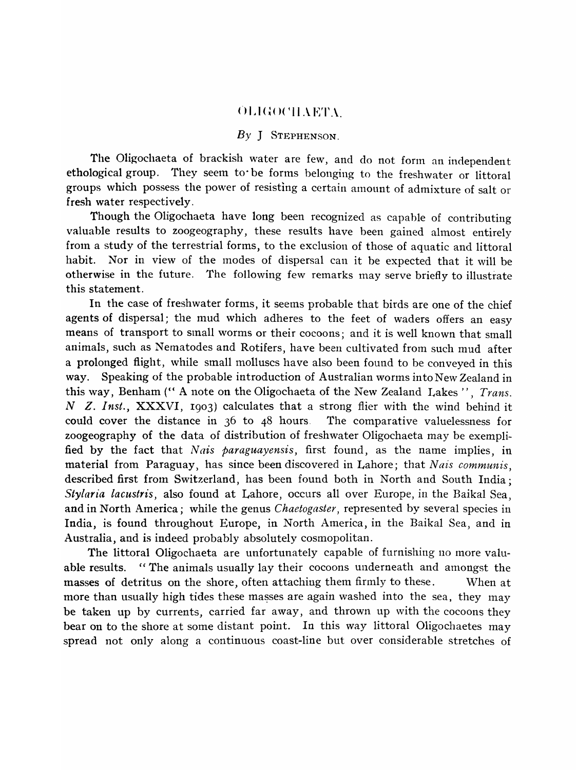# OLIGOCHAETA.

*By* J STEPHENSON.

The Oligochaeta of brackish water are few, and do not form an independent ethological group. They seem to be forms belonging to the freshwater or littoral groups which possess the power of resisting a certain amount of admixture of salt or fresh water respectively.

Though the Oligochaeta have long been recognized as capable of contributing valuable results to zoogeography, these results have been gained almost entirely from a study of the terrestrial forms, to the exclusion of those of aquatic and littoral habit. Nor in view of the modes of dispersal can it be expected that it will be otherwise in the future. The following few remarks may serve briefly to illustrate this statement.

In the case of freshwater forms, it seems probable that birds are one of the chief agents of dispersal; the mud which adheres to the feet of waders offers an easy means of transport to small worms or their cocoons; and it is well known that small animals, such as Nematodes and Rotifers, have been cultivated from such mud after a prolonged flight, while small molluscs have also been found to be conveyed in this way. Speaking of the probable introduction of Australian worms into New Zealand in this way, Benham ("A note on the Oligochaeta of the New Zealand Lakes", *Trans. N Z. Inst.*, XXXVI, 1903) calculates that a strong flier with the wind behind it could cover the distance in 36 to 48 hours. The comparative valuelessness for zoogeography of the data of distribution of freshwater Oligochaeta may be exemplified by the fact that *Nais paraguayensis*, first found, as the name implies, in material from Paraguay, has since been discovered in Lahore; that *Nais communis*, described first from Switzerland, has been found both in North and South India; *Stylaria lacustris*, also found at Lahore, occurs all over Europe, in the Baikal Sea, and in North America; while the genus *Chaetogaster*, represented by several species in India, is found throughout Europe, in North America, in the Baikal Sea, and in Australia, and is indeed probably absolutely cosmopolitan.

The littoral Oligochaeta are unfortunately capable of furnishing no more valuable results. "The animals usually lay their cocoons underneath and amongst the masses of detritus on the shore, often attaching them firmly to these. When at more than usually high tides these masses are again washed into the sea, they may be taken up by currents, carried far away, and thrown up with the cocoons they bear on to the shore at some distant point. In this way littoral Oligochaetes may spread not only along a continuous coast-line but over considerable stretches of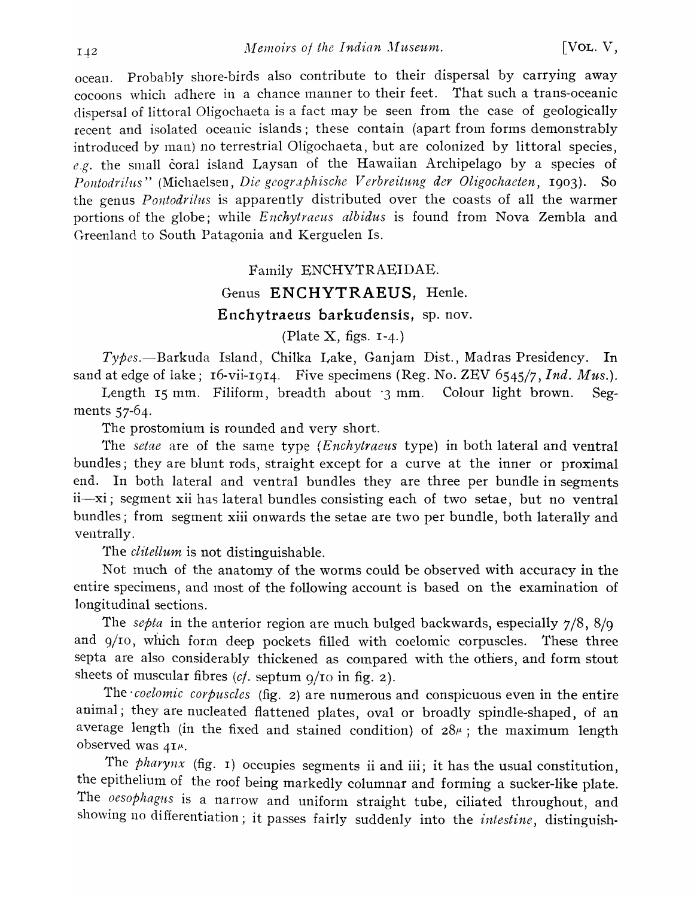ocean. Probably shore-birds also contribute to their dispersal by carrying away cocoons which adhere in a chance manner to their feet. That such a trans-oceanic dispersal of littoral Oligochaeta is a fact may be seen from the case of geologically recent and isolated oceanic islands; these contain (apart from forms demonstrably introduced by man) no terrestrial Oligochaeta, but are colonized by littoral species, *e.g.* the small coral island Laysan of the Hawaiian Archipelago by a species of *Pontodrilus*" (Michaelsen, *Die geographische Verbreitung der Oligochaeten*, 1903). So the genus *Pontodrilus* is apparently distributed over the coasts of all the warmer portions of the globe; while *Enchytraeus albidus* is found from Nova Zembla and Greenland to South Patagonia and Kerguelen Is.

## Family ENCHYTRAEIDAE.

## Genus ENCHYTRAEUS, Henle.

### Enchytraeus barkudensis, sp. nov.

(Plate X, figs. 1-4.)

*Types.*—Barkuda Island, Chilka Lake, Ganjam Dist., Madras Presidency. In sand at edge of lake; 16-vii-1914. Five specimens (Reg. No. ZEV 6545/7, *Ind. Mus.*).

Length 15 mm. Filiform, breadth about ·3 mm. Colour light brown. Segments 57-64.

The prostomium is rounded and very short.

The *setae* are of the same type (*Enchytraeus* type) in both lateral and ventral bundles; they are blunt rods, straight except for a curve at the inner or proximal end. In both lateral and ventral bundles they are three per bundle in segments ii—xi; segment xii has lateral bundles consisting each of two setae, but no ventral bundles; from segment xiii onwards the setae are two per bundle, both laterally and ventrally.

The *clitellum* is not distinguishable.

Not much of the anatomy of the worms could be observed with accuracy in the entire specimens, and most of the following account is based on the examination of longitudinal sections.

The *septa* in the anterior region are much bulged backwards, especially 7/8, 8/9 and 9/10, which form deep pockets filled with coelomic corpuscles. These three septa are also considerably thickened as compared with the others, and form stout sheets of muscular fibres (*cf.* septum 9/10 in fig. 2).

The *coelomic corpuscles* (fig. 2) are numerous and conspicuous even in the entire animal; they are nucleated flattened plates, oval or broadly spindle-shaped, of an average length (in the fixed and stained condition) of 28$\mu$; the maximum length observed was 41$\mu$.

The *pharynx* (fig. 1) occupies segments ii and iii; it has the usual constitution, the epithelium of the roof being markedly columnar and forming a sucker-like plate. The *oesophagus* is a narrow and uniform straight tube, ciliated throughout, and showing no differentiation; it passes fairly suddenly into the *intestine*, distinguish-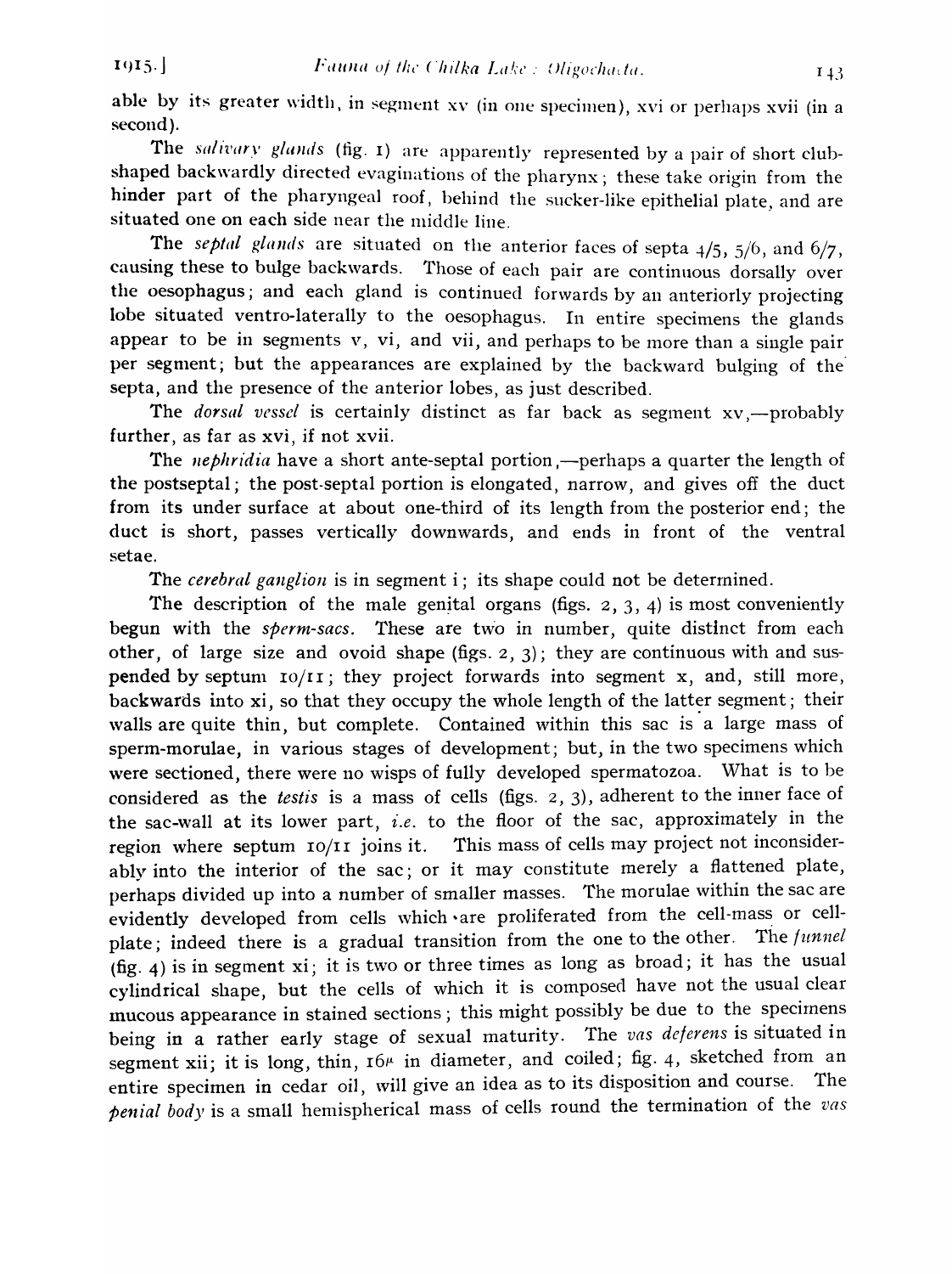able by its greater width, in segment xv (in one specimen), xvi or perhaps xvii (in a second).

The *salivary glands* (fig. 1) are apparently represented by a pair of short club-shaped backwardly directed evaginations of the pharynx; these take origin from the hinder part of the pharyngeal roof, behind the sucker-like epithelial plate, and are situated one on each side near the middle line.

The *septal glands* are situated on the anterior faces of septa 4/5, 5/6, and 6/7, causing these to bulge backwards. Those of each pair are continuous dorsally over the oesophagus; and each gland is continued forwards by an anteriorly projecting lobe situated ventro-laterally to the oesophagus. In entire specimens the glands appear to be in segments v, vi, and vii, and perhaps to be more than a single pair per segment; but the appearances are explained by the backward bulging of the septa, and the presence of the anterior lobes, as just described.

The *dorsal vessel* is certainly distinct as far back as segment xv,—probably further, as far as xvi, if not xvii.

The *nephridia* have a short ante-septal portion,—perhaps a quarter the length of the postseptal; the post-septal portion is elongated, narrow, and gives off the duct from its under surface at about one-third of its length from the posterior end; the duct is short, passes vertically downwards, and ends in front of the ventral setae.

The *cerebral ganglion* is in segment i; its shape could not be determined.

The description of the male genital organs (figs. 2, 3, 4) is most conveniently begun with the *sperm-sacs*. These are two in number, quite distinct from each other, of large size and ovoid shape (figs. 2, 3); they are continuous with and suspended by septum 10/11; they project forwards into segment x, and, still more, backwards into xi, so that they occupy the whole length of the latter segment; their walls are quite thin, but complete. Contained within this sac is a large mass of sperm-morulae, in various stages of development; but, in the two specimens which were sectioned, there were no wisps of fully developed spermatozoa. What is to be considered as the *testis* is a mass of cells (figs. 2, 3), adherent to the inner face of the sac-wall at its lower part, *i.e.* to the floor of the sac, approximately in the region where septum 10/11 joins it. This mass of cells may project not inconsiderably into the interior of the sac; or it may constitute merely a flattened plate, perhaps divided up into a number of smaller masses. The morulae within the sac are evidently developed from cells which are proliferated from the cell-mass or cell-plate; indeed there is a gradual transition from the one to the other. The *funnel* (fig. 4) is in segment xi; it is two or three times as long as broad; it has the usual cylindrical shape, but the cells of which it is composed have not the usual clear mucous appearance in stained sections; this might possibly be due to the specimens being in a rather early stage of sexual maturity. The *vas deferens* is situated in segment xii; it is long, thin, 16$\mu$ in diameter, and coiled; fig. 4, sketched from an entire specimen in cedar oil, will give an idea as to its disposition and course. The *penial body* is a small hemispherical mass of cells round the termination of the *vas*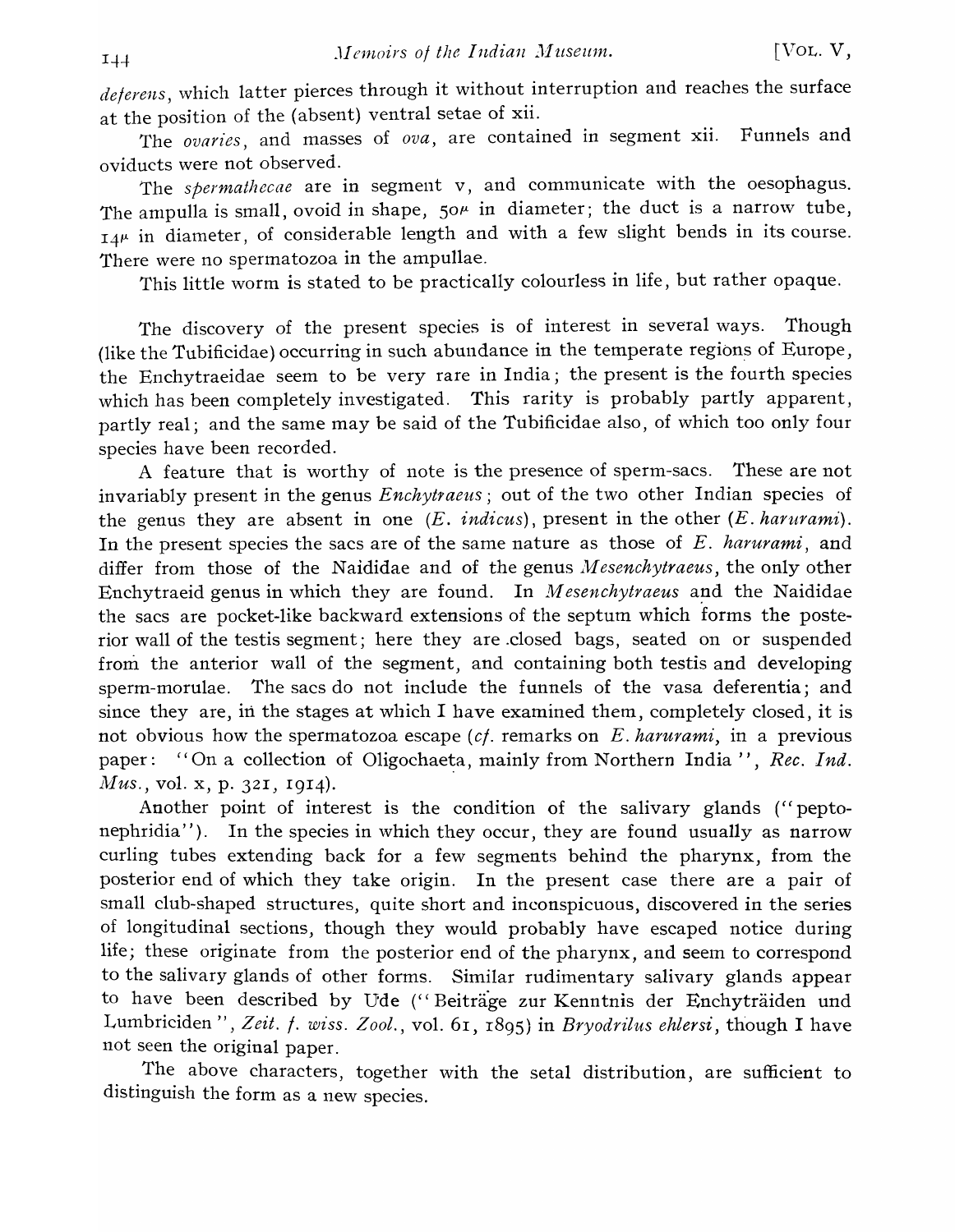*deferens*, which latter pierces through it without interruption and reaches the surface at the position of the (absent) ventral setae of xii.

The *ovaries*, and masses of *ova*, are contained in segment xii. Funnels and oviducts were not observed.

The *spermathecae* are in segment v, and communicate with the oesophagus. The ampulla is small, ovoid in shape, 50μ in diameter; the duct is a narrow tube, 14μ in diameter, of considerable length and with a few slight bends in its course. There were no spermatozoa in the ampullae.

This little worm is stated to be practically colourless in life, but rather opaque.

The discovery of the present species is of interest in several ways. Though (like the Tubificidae) occurring in such abundance in the temperate regions of Europe, the Enchytraeidae seem to be very rare in India; the present is the fourth species which has been completely investigated. This rarity is probably partly apparent, partly real; and the same may be said of the Tubificidae also, of which too only four species have been recorded.

A feature that is worthy of note is the presence of sperm-sacs. These are not invariably present in the genus *Enchytraeus*; out of the two other Indian species of the genus they are absent in one (*E. indicus*), present in the other (*E. harurami*). In the present species the sacs are of the same nature as those of *E. harurami*, and differ from those of the Naididae and of the genus *Mesenchytraeus*, the only other Enchytraeid genus in which they are found. In *Mesenchytraeus* and the Naididae the sacs are pocket-like backward extensions of the septum which forms the posterior wall of the testis segment; here they are closed bags, seated on or suspended from the anterior wall of the segment, and containing both testis and developing sperm-morulae. The sacs do not include the funnels of the vasa deferentia; and since they are, in the stages at which I have examined them, completely closed, it is not obvious how the spermatozoa escape (*cf.* remarks on *E. harurami*, in a previous paper: "On a collection of Oligochaeta, mainly from Northern India", *Rec. Ind. Mus.*, vol. x, p. 321, 1914).

Another point of interest is the condition of the salivary glands ("peptonephridia"). In the species in which they occur, they are found usually as narrow curling tubes extending back for a few segments behind the pharynx, from the posterior end of which they take origin. In the present case there are a pair of small club-shaped structures, quite short and inconspicuous, discovered in the series of longitudinal sections, though they would probably have escaped notice during life; these originate from the posterior end of the pharynx, and seem to correspond to the salivary glands of other forms. Similar rudimentary salivary glands appear to have been described by Ude ("Beiträge zur Kenntnis der Enchyträiden und Lumbriciden", *Zeit. f. wiss. Zool.*, vol. 61, 1895) in *Bryodrilus ehlersi*, though I have not seen the original paper.

The above characters, together with the setal distribution, are sufficient to distinguish the form as a new species.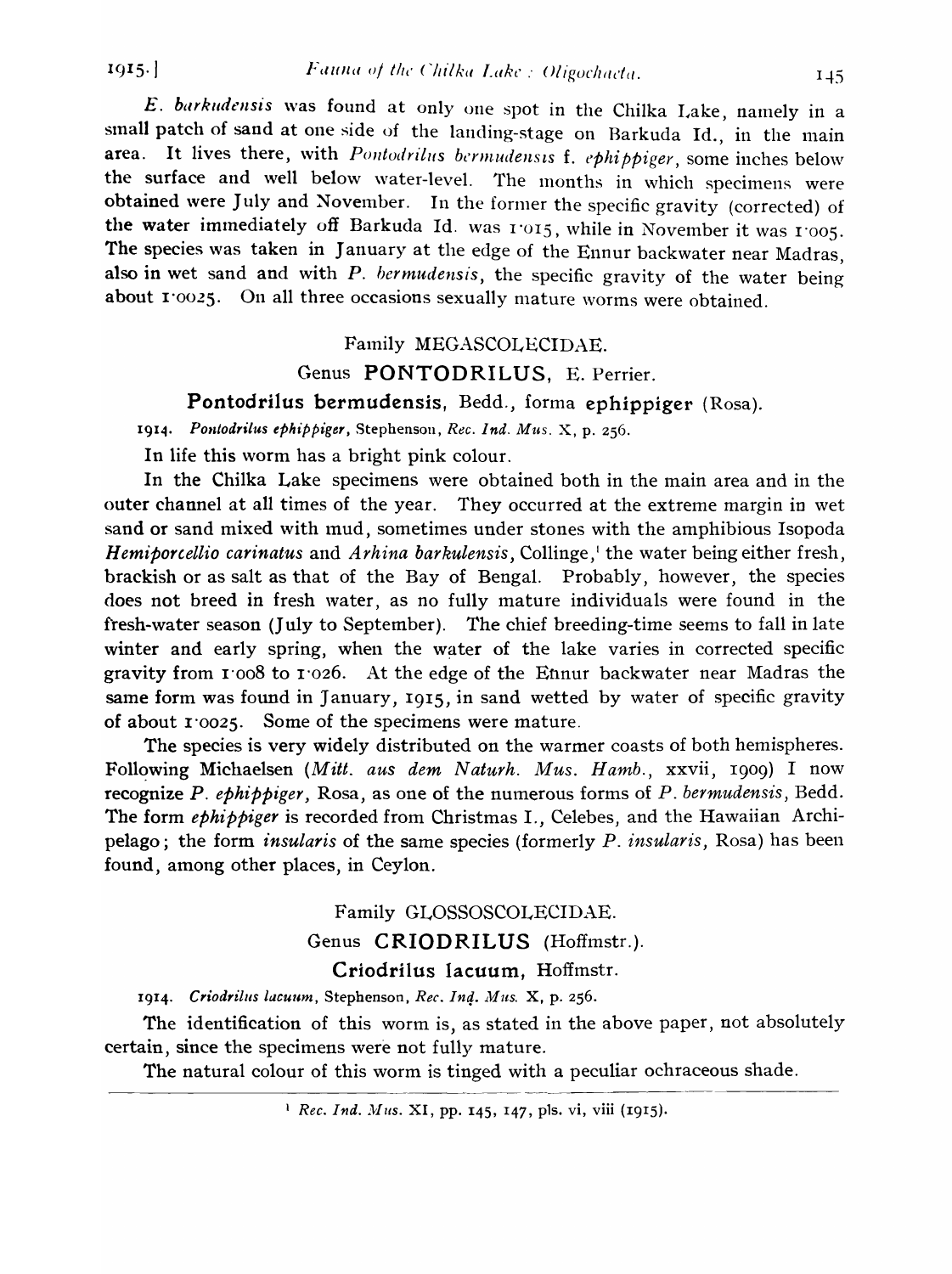*E. barkudensis* was found at only one spot in the Chilka Lake, namely in a small patch of sand at one side of the landing-stage on Barkuda Id., in the main area. It lives there, with *Pontodrilus bermudensis* f. *ephippiger*, some inches below the surface and well below water-level. The months in which specimens were obtained were July and November. In the former the specific gravity (corrected) of the water immediately off Barkuda Id. was 1·015, while in November it was 1·005. The species was taken in January at the edge of the Ennur backwater near Madras, also in wet sand and with *P. bermudensis*, the specific gravity of the water being about 1·0025. On all three occasions sexually mature worms were obtained.

## Family MEGASCOLECIDAE.

## Genus PONTODRILUS, E. Perrier.

### Pontodrilus bermudensis, Bedd., forma ephippiger (Rosa).

1914. *Pontodrilus ephippiger*, Stephenson, *Rec. Ind. Mus.* X, p. 256.

In life this worm has a bright pink colour.

In the Chilka Lake specimens were obtained both in the main area and in the outer channel at all times of the year. They occurred at the extreme margin in wet sand or sand mixed with mud, sometimes under stones with the amphibious Isopoda *Hemiporcellio carinatus* and *Arhina barkulensis*, Collinge,[1] the water being either fresh, brackish or as salt as that of the Bay of Bengal. Probably, however, the species does not breed in fresh water, as no fully mature individuals were found in the fresh-water season (July to September). The chief breeding-time seems to fall in late winter and early spring, when the water of the lake varies in corrected specific gravity from 1·008 to 1·026. At the edge of the Ennur backwater near Madras the same form was found in January, 1915, in sand wetted by water of specific gravity of about 1·0025. Some of the specimens were mature.

The species is very widely distributed on the warmer coasts of both hemispheres. Following Michaelsen (*Mitt. aus dem Naturh. Mus. Hamb.*, xxvii, 1909) I now recognize *P. ephippiger*, Rosa, as one of the numerous forms of *P. bermudensis*, Bedd. The form *ephippiger* is recorded from Christmas I., Celebes, and the Hawaiian Archipelago; the form *insularis* of the same species (formerly *P. insularis*, Rosa) has been found, among other places, in Ceylon.

## Family GLOSSOSCOLECIDAE.

## Genus CRIODRILUS (Hoffmstr.).

### Criodrilus lacuum, Hoffmstr.

1914. *Criodrilus lacuum*, Stephenson, *Rec. Ind. Mus.* X, p. 256.

The identification of this worm is, as stated in the above paper, not absolutely certain, since the specimens were not fully mature.

The natural colour of this worm is tinged with a peculiar ochraceous shade.

---

[1] *Rec. Ind. Mus.* XI, pp. 145, 147, pls. vi, viii (1915).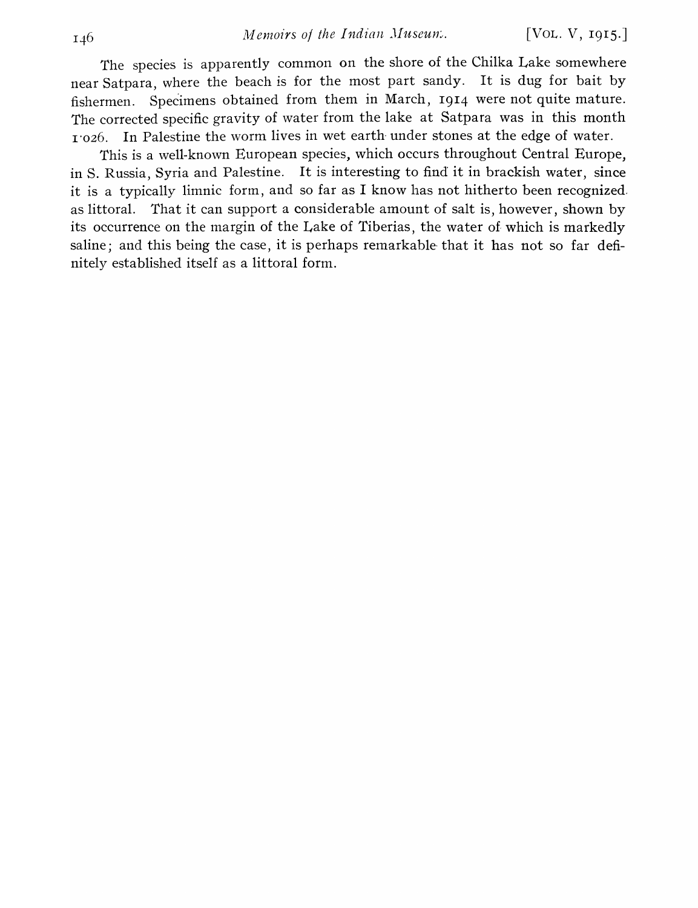The species is apparently common on the shore of the Chilka Lake somewhere near Satpara, where the beach is for the most part sandy. It is dug for bait by fishermen. Specimens obtained from them in March, 1914 were not quite mature. The corrected specific gravity of water from the lake at Satpara was in this month 1·026. In Palestine the worm lives in wet earth under stones at the edge of water.

This is a well-known European species, which occurs throughout Central Europe, in S. Russia, Syria and Palestine. It is interesting to find it in brackish water, since it is a typically limnic form, and so far as I know has not hitherto been recognized as littoral. That it can support a considerable amount of salt is, however, shown by its occurrence on the margin of the Lake of Tiberias, the water of which is markedly saline; and this being the case, it is perhaps remarkable that it has not so far definitely established itself as a littoral form.